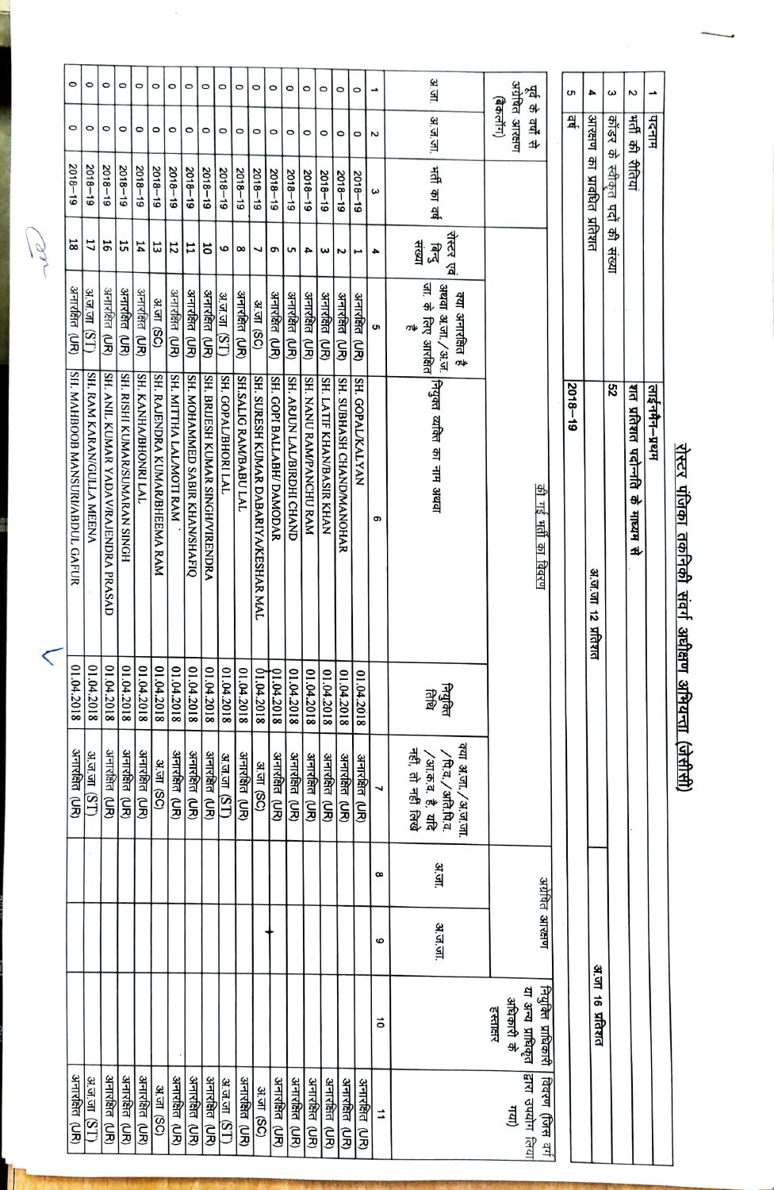# रोस्टर पंजिका तकनीकी संवर्ग अधीक्षण अभियन्ता (जेसीसी)

| | | |
|---|---|---|
| 1 | पदनाम | लाईनमैन–प्रथम |
| 2 | भर्ती की रीतियां | शत प्रतिशत पदोन्नति के माध्यम से |
| 3 | कॉडर के स्वीकृत पदों की संख्या | 52 |
| 4 | आरक्षण का प्राविहित प्रतिशत | अ.जा 16 प्रतिशत / अ.ज.जा 12 प्रतिशत |
| 5 | वर्ष | 2018–19 |

| पूर्व के वर्षो से अग्रेषित आरक्षण (बैकलॉग) | | की गई भर्ती का विवरण | | | | | | अग्रेषित आरक्षण | | नियुक्ति प्राधिकारी या अन्य प्राधिकृत अधिकारी के हस्ताक्षर | विवरण (जिस वर्ग द्वारा उपयोग लिया गया) |
|---|---|---|---|---|---|---|---|---|---|---|---|
| अ.जा. | अ.ज.जा. | भर्ती का वर्ष | रोस्टर एवं बिन्दु संख्या | क्या अनारक्षित है अथवा अ.जा./अ.ज.जा. के लिए आरक्षित है | नियुक्त व्यक्ति का नाम अथवा | नियुक्ति तिथि | क्या अ.जा./अ.ज.जा./पि.व./अति पि.व./आ.क.व. है, यदि नहीं, तो नहीं लिखे | अ.जा. | अ.ज.जा. | | |
| 1 | 2 | 3 | 4 | 5 | 6 | | 7 | 8 | 9 | 10 | 11 |
| 0 | 0 | 2018–19 | 1 | अनारक्षित (UR) | SH. GOPAL/KALYAN | 01.04.2018 | अनारक्षित (UR) | | | | अनारक्षित (UR) |
| 0 | 0 | 2018–19 | 2 | अनारक्षित (UR) | SH. SUBHASH CHAND/MANOHAR | 01.04.2018 | अनारक्षित (UR) | | | | अनारक्षित (UR) |
| 0 | 0 | 2018–19 | 3 | अनारक्षित (UR) | SH. LATIF KHAN/BASIR KHAN | 01.04.2018 | अनारक्षित (UR) | | | | अनारक्षित (UR) |
| 0 | 0 | 2018–19 | 4 | अनारक्षित (UR) | SH. NANU RAM/PANCHU RAM | 01.04.2018 | अनारक्षित (UR) | | | | अनारक्षित (UR) |
| 0 | 0 | 2018–19 | 5 | अनारक्षित (UR) | SH. ARJUN LAL/BIRDHI CHAND | 01.04.2018 | अनारक्षित (UR) | | | | अनारक्षित (UR) |
| 0 | 0 | 2018–19 | 6 | अनारक्षित (UR) | SH. GOPI BALLABH/ DAMODAR | 01.04.2018 | अनारक्षित (UR) | | | | अनारक्षित (UR) |
| 0 | 0 | 2018–19 | 7 | अ.जा (SC) | SH. SURESH KUMAR DABARIYA/KESHAR MAL | 01.04.2018 | अ.जा (SC) | | | | अ.जा (SC) |
| 0 | 0 | 2018–19 | 8 | अनारक्षित (UR) | SH.SALIG RAM/BABU LAL | 01.04.2018 | अनारक्षित (UR) | | | | अनारक्षित (UR) |
| 0 | 0 | 2018–19 | 9 | अ.ज.जा (ST) | SH. GOPAL/BHORI LAL | 01.04.2018 | अ.ज.जा (ST) | | | | अ.ज.जा (ST) |
| 0 | 0 | 2018–19 | 10 | अनारक्षित (UR) | SH. BRIJESH KUMAR SINGH/VIRENDRA | 01.04.2018 | अनारक्षित (UR) | | | | अनारक्षित (UR) |
| 0 | 0 | 2018–19 | 11 | अनारक्षित (UR) | SH. MOHAMMED SABIR KHAN/SHAFIQ | 01.04.2018 | अनारक्षित (UR) | | | | अनारक्षित (UR) |
| 0 | 0 | 2018–19 | 12 | अनारक्षित (UR) | SH. MITTHA LAL/MOTI RAM | 01.04.2018 | अनारक्षित (UR) | | | | अनारक्षित (UR) |
| 0 | 0 | 2018–19 | 13 | अ.जा (SC) | SH. RAJENDRA KUMAR/BHEEMA RAM | 01.04.2018 | अ.जा (SC) | | | | अ.जा (SC) |
| 0 | 0 | 2018–19 | 14 | अनारक्षित (UR) | SH. KANHA/BHONRI LAL | 01.04.2018 | अनारक्षित (UR) | | | | अनारक्षित (UR) |
| 0 | 0 | 2018–19 | 15 | अनारक्षित (UR) | SH. RISHI KUMAR/SUMARAN SINGH | 01.04.2018 | अनारक्षित (UR) | | | | अनारक्षित (UR) |
| 0 | 0 | 2018–19 | 16 | अनारक्षित (UR) | SH. ANIL KUMAR YADAV/RAJENDRA PRASAD | 01.04.2018 | अनारक्षित (UR) | | | | अनारक्षित (UR) |
| 0 | 0 | 2018–19 | 17 | अ.ज.जा (ST) | SH. RAM KARAN/GULLA MEENA | 01.04.2018 | अ.ज.जा (ST) | | | | अ.ज.जा (ST) |
| 0 | 0 | 2018–19 | 18 | अनारक्षित (UR) | SH. MAHBOOB MANSURI/ABDUL GAFUR | 01.04.2018 | अनारक्षित (UR) | | | | अनारक्षित (UR) |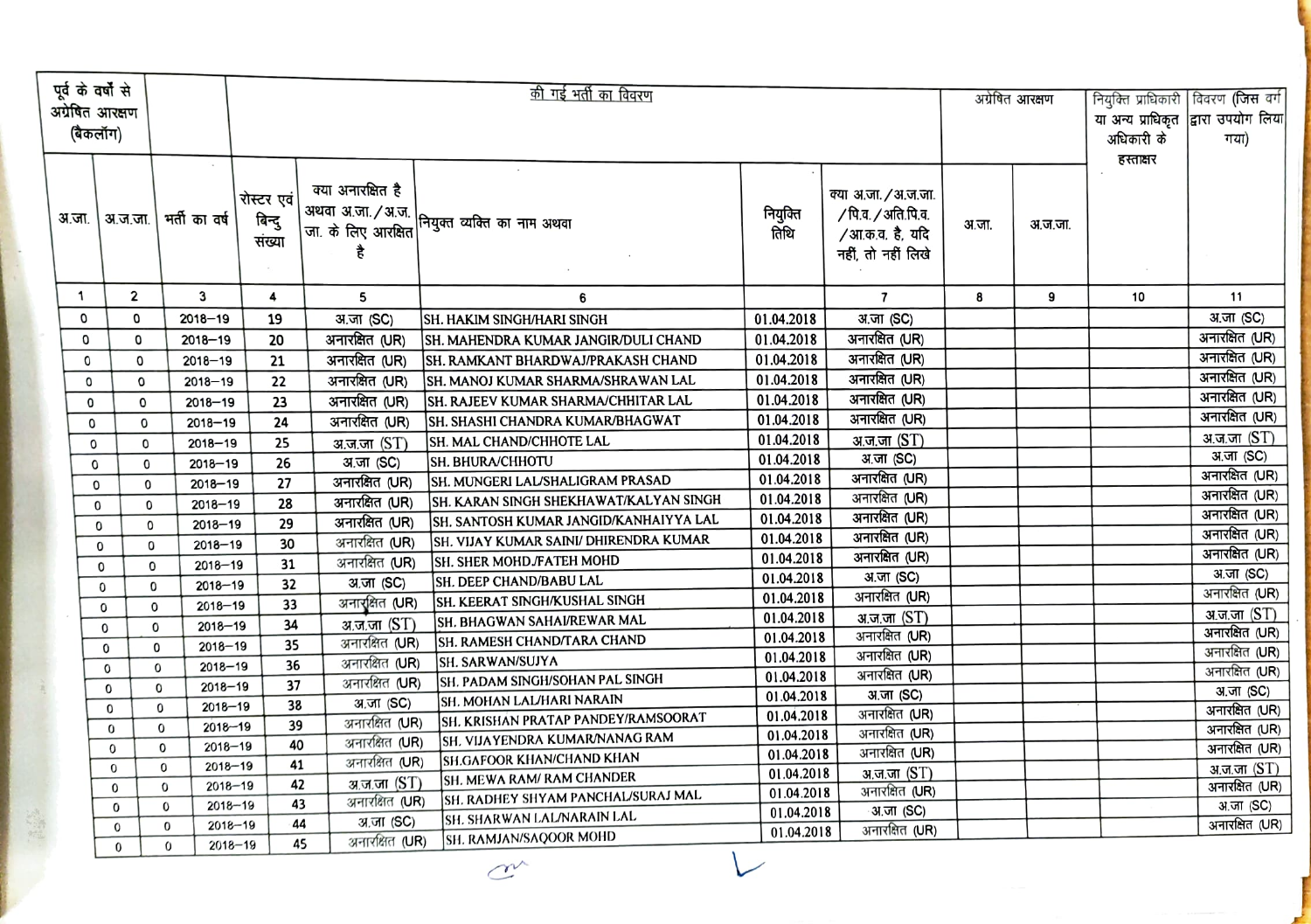| पूर्व के वर्षों से अग्रेषित आरक्षण (बैकलॉग) | | | की गई भर्ती का विवरण | | | | | अग्रेषित आरक्षण | | नियुक्ति प्राधिकारी या अन्य प्राधिकृत अधिकारी के हस्ताक्षर | विवरण (जिस वर्ग द्वारा उपयोग लिया गया) |
|---|---|---|---|---|---|---|---|---|---|---|---|
| अ.जा. | अ.ज.जा. | भर्ती का वर्ष | रोस्टर एवं बिन्दु संख्या | क्या अनारक्षित है अथवा अ.जा./अ.ज.जा. के लिए आरक्षित है | नियुक्त व्यक्ति का नाम अथवा | नियुक्ति तिथि | क्या अ.जा./अ.ज.जा./पि.व./अति पि.व./आ.क.व. है, यदि नहीं, तो नहीं लिखे | अ.जा. | अ.ज.जा. | | |
| 1 | 2 | 3 | 4 | 5 | 6 | | 7 | 8 | 9 | 10 | 11 |
| 0 | 0 | 2018–19 | 19 | अ.जा (SC) | SH. HAKIM SINGH/HARI SINGH | 01.04.2018 | अ.जा (SC) | | | | अ.जा (SC) |
| 0 | 0 | 2018–19 | 20 | अनारक्षित (UR) | SH. MAHENDRA KUMAR JANGIR/DULI CHAND | 01.04.2018 | अनारक्षित (UR) | | | | अनारक्षित (UR) |
| 0 | 0 | 2018–19 | 21 | अनारक्षित (UR) | SH. RAMKANT BHARDWAJ/PRAKASH CHAND | 01.04.2018 | अनारक्षित (UR) | | | | अनारक्षित (UR) |
| 0 | 0 | 2018–19 | 22 | अनारक्षित (UR) | SH. MANOJ KUMAR SHARMA/SHRAWAN LAL | 01.04.2018 | अनारक्षित (UR) | | | | अनारक्षित (UR) |
| 0 | 0 | 2018–19 | 23 | अनारक्षित (UR) | SH. RAJEEV KUMAR SHARMA/CHHITAR LAL | 01.04.2018 | अनारक्षित (UR) | | | | अनारक्षित (UR) |
| 0 | 0 | 2018–19 | 24 | अनारक्षित (UR) | SH. SHASHI CHANDRA KUMAR/BHAGWAT | 01.04.2018 | अनारक्षित (UR) | | | | अनारक्षित (UR) |
| 0 | 0 | 2018–19 | 25 | अ.ज.जा (ST) | SH. MAL CHAND/CHHOTE LAL | 01.04.2018 | अ.ज.जा (ST) | | | | अ.ज.जा (ST) |
| 0 | 0 | 2018–19 | 26 | अ.जा (SC) | SH. BHURA/CHHOTU | 01.04.2018 | अ.जा (SC) | | | | अ.जा (SC) |
| 0 | 0 | 2018–19 | 27 | अनारक्षित (UR) | SH. MUNGERI LAL/SHALIGRAM PRASAD | 01.04.2018 | अनारक्षित (UR) | | | | अनारक्षित (UR) |
| 0 | 0 | 2018–19 | 28 | अनारक्षित (UR) | SH. KARAN SINGH SHEKHAWAT/KALYAN SINGH | 01.04.2018 | अनारक्षित (UR) | | | | अनारक्षित (UR) |
| 0 | 0 | 2018–19 | 29 | अनारक्षित (UR) | SH. SANTOSH KUMAR JANGID/KANHAIYYA LAL | 01.04.2018 | अनारक्षित (UR) | | | | अनारक्षित (UR) |
| 0 | 0 | 2018–19 | 30 | अनारक्षित (UR) | SH. VIJAY KUMAR SAINI/ DHIRENDRA KUMAR | 01.04.2018 | अनारक्षित (UR) | | | | अनारक्षित (UR) |
| 0 | 0 | 2018–19 | 31 | अनारक्षित (UR) | SH. SHER MOHD./FATEH MOHD | 01.04.2018 | अनारक्षित (UR) | | | | अनारक्षित (UR) |
| 0 | 0 | 2018–19 | 32 | अ.जा (SC) | SH. DEEP CHAND/BABU LAL | 01.04.2018 | अ.जा (SC) | | | | अ.जा (SC) |
| 0 | 0 | 2018–19 | 33 | अनारक्षित (UR) | SH. KEERAT SINGH/KUSHAL SINGH | 01.04.2018 | अनारक्षित (UR) | | | | अनारक्षित (UR) |
| 0 | 0 | 2018–19 | 34 | अ.ज.जा (ST) | SH. BHAGWAN SAHAI/REWAR MAL | 01.04.2018 | अ.ज.जा (ST) | | | | अ.ज.जा (ST) |
| 0 | 0 | 2018–19 | 35 | अनारक्षित (UR) | SH. RAMESH CHAND/TARA CHAND | 01.04.2018 | अनारक्षित (UR) | | | | अनारक्षित (UR) |
| 0 | 0 | 2018–19 | 36 | अनारक्षित (UR) | SH. SARWAN/SUJYA | 01.04.2018 | अनारक्षित (UR) | | | | अनारक्षित (UR) |
| 0 | 0 | 2018–19 | 37 | अनारक्षित (UR) | SH. PADAM SINGH/SOHAN PAL SINGH | 01.04.2018 | अनारक्षित (UR) | | | | अनारक्षित (UR) |
| 0 | 0 | 2018–19 | 38 | अ.जा (SC) | SH. MOHAN LAL/HARI NARAIN | 01.04.2018 | अ.जा (SC) | | | | अ.जा (SC) |
| 0 | 0 | 2018–19 | 39 | अनारक्षित (UR) | SH. KRISHAN PRATAP PANDEY/RAMSOORAT | 01.04.2018 | अनारक्षित (UR) | | | | अनारक्षित (UR) |
| 0 | 0 | 2018–19 | 40 | अनारक्षित (UR) | SH. VIJAYENDRA KUMAR/NANAG RAM | 01.04.2018 | अनारक्षित (UR) | | | | अनारक्षित (UR) |
| 0 | 0 | 2018–19 | 41 | अनारक्षित (UR) | SH.GAFOOR KHAN/CHAND KHAN | 01.04.2018 | अनारक्षित (UR) | | | | अनारक्षित (UR) |
| 0 | 0 | 2018–19 | 42 | अ.ज.जा (ST) | SH. MEWA RAM/ RAM CHANDER | 01.04.2018 | अ.ज.जा (ST) | | | | अ.ज.जा (ST) |
| 0 | 0 | 2018–19 | 43 | अनारक्षित (UR) | SH. RADHEY SHYAM PANCHAL/SURAJ MAL | 01.04.2018 | अनारक्षित (UR) | | | | अनारक्षित (UR) |
| 0 | 0 | 2018–19 | 44 | अ.जा (SC) | SH. SHARWAN LAL/NARAIN LAL | 01.04.2018 | अ.जा (SC) | | | | अ.जा (SC) |
| 0 | 0 | 2018–19 | 45 | अनारक्षित (UR) | SH. RAMJAN/SAQOOR MOHD | 01.04.2018 | अनारक्षित (UR) | | | | अनारक्षित (UR) |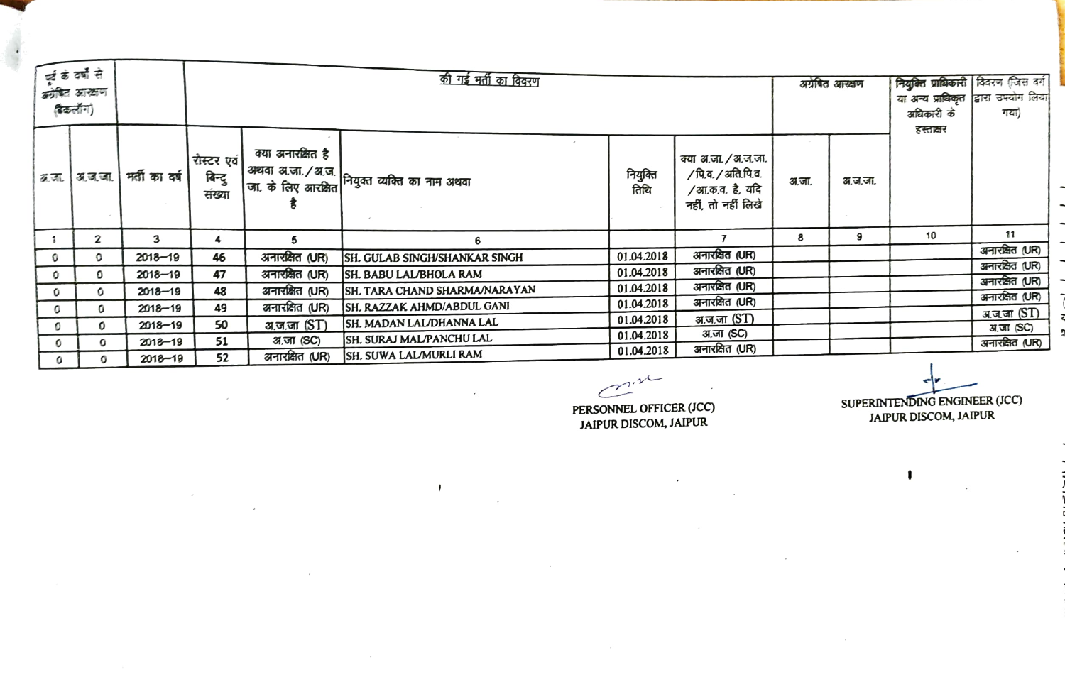| पूर्व के वर्षों से अग्रेषित आरक्षण (बैकलॉग) | | | की गई भर्ती का विवरण | | | | | अग्रेषित आरक्षण | | नियुक्ति प्राधिकारी या अन्य प्राधिकृत अधिकारी के हस्ताक्षर | विवरण (जिस वर्ग द्वारा उपयोग लिया गया) |
|---|---|---|---|---|---|---|---|---|---|---|---|
| अ.जा. | अ.ज.जा. | भर्ती का वर्ष | रोस्टर एवं बिन्दु संख्या | क्या अनारक्षित है अथवा अ.जा./अ.ज.जा. के लिए आरक्षित है | नियुक्त व्यक्ति का नाम अथवा | नियुक्ति तिथि | क्या अ.जा./अ.ज.जा./पि.व./अति.पि.व./आ.क.व. है, यदि नहीं, तो नहीं लिखे | अ.जा. | अ.ज.जा. | | |
| 1 | 2 | 3 | 4 | 5 | 6 | | 7 | 8 | 9 | 10 | 11 |
| 0 | 0 | 2018–19 | 46 | अनारक्षित (UR) | SH. GULAB SINGH/SHANKAR SINGH | 01.04.2018 | अनारक्षित (UR) | | | | अनारक्षित (UR) |
| 0 | 0 | 2018–19 | 47 | अनारक्षित (UR) | SH. BABU LAL/BHOLA RAM | 01.04.2018 | अनारक्षित (UR) | | | | अनारक्षित (UR) |
| 0 | 0 | 2018–19 | 48 | अनारक्षित (UR) | SH. TARA CHAND SHARMA/NARAYAN | 01.04.2018 | अनारक्षित (UR) | | | | अनारक्षित (UR) |
| 0 | 0 | 2018–19 | 49 | अनारक्षित (UR) | SH. RAZZAK AHMD/ABDUL GANI | 01.04.2018 | अनारक्षित (UR) | | | | अनारक्षित (UR) |
| 0 | 0 | 2018–19 | 50 | अ.ज.जा (ST) | SH. MADAN LAL/DHANNA LAL | 01.04.2018 | अ.ज.जा (ST) | | | | अ.ज.जा (ST) |
| 0 | 0 | 2018–19 | 51 | अ.जा (SC) | SH. SURAJ MAL/PANCHU LAL | 01.04.2018 | अ.जा (SC) | | | | अ.जा (SC) |
| 0 | 0 | 2018–19 | 52 | अनारक्षित (UR) | SH. SUWA LAL/MURLI RAM | 01.04.2018 | अनारक्षित (UR) | | | | अनारक्षित (UR) |

PERSONNEL OFFICER (JCC)
JAIPUR DISCOM, JAIPUR

SUPERINTENDING ENGINEER (JCC)
JAIPUR DISCOM, JAIPUR